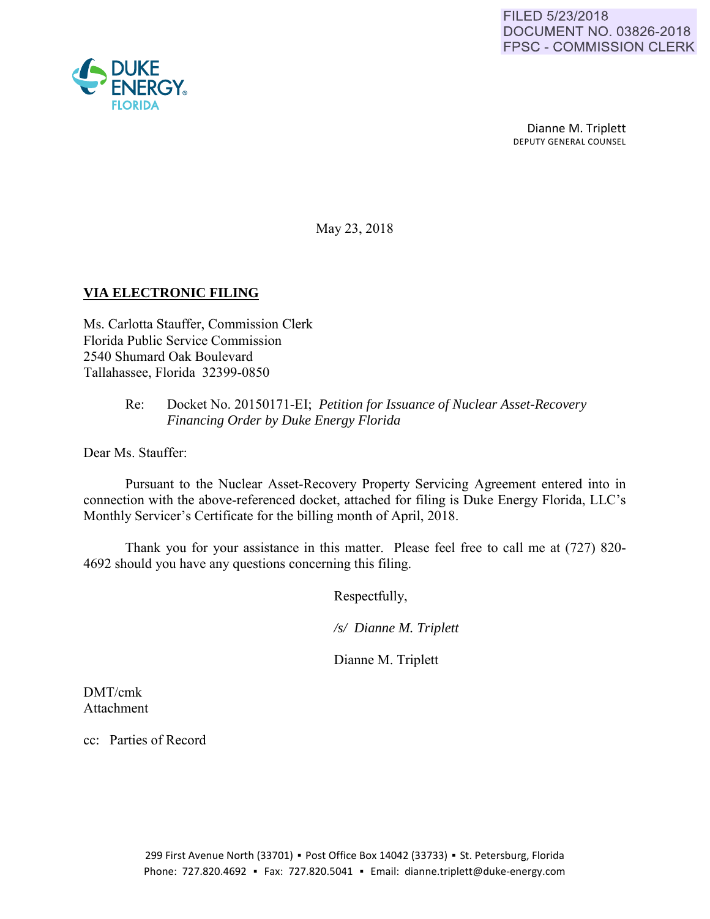FILED 5/23/2018
DOCUMENT NO. 03826-2018
FPSC - COMMISSION CLERK

DUKE ENERGY.
FLORIDA

Dianne M. Triplett
DEPUTY GENERAL COUNSEL

May 23, 2018

**VIA ELECTRONIC FILING**

Ms. Carlotta Stauffer, Commission Clerk
Florida Public Service Commission
2540 Shumard Oak Boulevard
Tallahassee, Florida 32399-0850

Re: Docket No. 20150171-EI; *Petition for Issuance of Nuclear Asset-Recovery Financing Order by Duke Energy Florida*

Dear Ms. Stauffer:

Pursuant to the Nuclear Asset-Recovery Property Servicing Agreement entered into in connection with the above-referenced docket, attached for filing is Duke Energy Florida, LLC's Monthly Servicer's Certificate for the billing month of April, 2018.

Thank you for your assistance in this matter. Please feel free to call me at (727) 820-4692 should you have any questions concerning this filing.

Respectfully,

*/s/ Dianne M. Triplett*

Dianne M. Triplett

DMT/cmk
Attachment

cc: Parties of Record

299 First Avenue North (33701) ▪ Post Office Box 14042 (33733) ▪ St. Petersburg, Florida
Phone: 727.820.4692 ▪ Fax: 727.820.5041 ▪ Email: dianne.triplett@duke-energy.com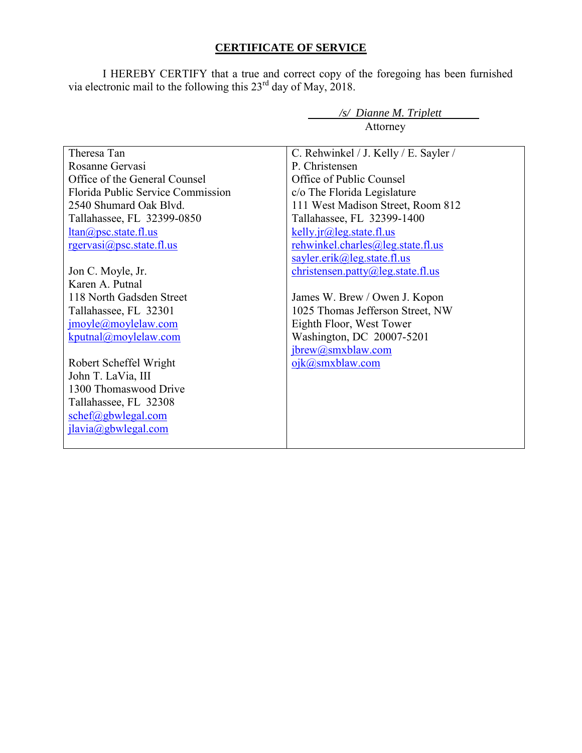## CERTIFICATE OF SERVICE

I HEREBY CERTIFY that a true and correct copy of the foregoing has been furnished via electronic mail to the following this 23rd day of May, 2018.

*/s/ Dianne M. Triplett*
Attorney

| | |
|---|---|
| Theresa Tan<br>Rosanne Gervasi<br>Office of the General Counsel<br>Florida Public Service Commission<br>2540 Shumard Oak Blvd.<br>Tallahassee, FL 32399-0850<br>ltan@psc.state.fl.us<br>rgervasi@psc.state.fl.us<br><br>Jon C. Moyle, Jr.<br>Karen A. Putnal<br>118 North Gadsden Street<br>Tallahassee, FL 32301<br>jmoyle@moylelaw.com<br>kputnal@moylelaw.com<br><br>Robert Scheffel Wright<br>John T. LaVia, III<br>1300 Thomaswood Drive<br>Tallahassee, FL 32308<br>schef@gbwlegal.com<br>jlavia@gbwlegal.com | C. Rehwinkel / J. Kelly / E. Sayler /<br>P. Christensen<br>Office of Public Counsel<br>c/o The Florida Legislature<br>111 West Madison Street, Room 812<br>Tallahassee, FL 32399-1400<br>kelly.jr@leg.state.fl.us<br>rehwinkel.charles@leg.state.fl.us<br>sayler.erik@leg.state.fl.us<br>christensen.patty@leg.state.fl.us<br><br>James W. Brew / Owen J. Kopon<br>1025 Thomas Jefferson Street, NW<br>Eighth Floor, West Tower<br>Washington, DC 20007-5201<br>jbrew@smxblaw.com<br>ojk@smxblaw.com |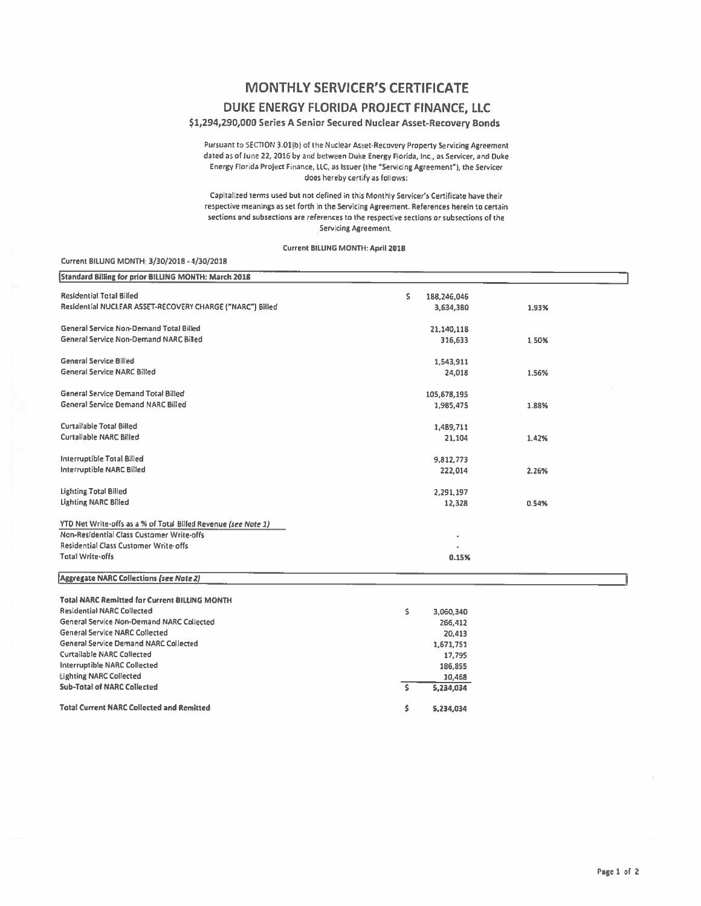# MONTHLY SERVICER'S CERTIFICATE

## DUKE ENERGY FLORIDA PROJECT FINANCE, LLC

### $1,294,290,000 Series A Senior Secured Nuclear Asset-Recovery Bonds

Pursuant to SECTION 3.01(b) of the Nuclear Asset-Recovery Property Servicing Agreement dated as of June 22, 2016 by and between Duke Energy Florida, Inc., as Servicer, and Duke Energy Florida Project Finance, LLC, as Issuer (the "Servicing Agreement"), the Servicer does hereby certify as follows:

Capitalized terms used but not defined in this Monthly Servicer's Certificate have their respective meanings as set forth in the Servicing Agreement. References herein to certain sections and subsections are references to the respective sections or subsections of the Servicing Agreement.

**Current BILLING MONTH: April 2018**

Current BILLING MONTH: 3/30/2018 - 4/30/2018

| Standard Billing for prior BILLING MONTH: March 2018 | | |
|---|---|---|
| Residential Total Billed | $ 188,246,046 | |
| Residential NUCLEAR ASSET-RECOVERY CHARGE ("NARC") Billed | 3,634,380 | 1.93% |
| | | |
| General Service Non-Demand Total Billed | 21,140,118 | |
| General Service Non-Demand NARC Billed | 316,633 | 1.50% |
| | | |
| General Service Billed | 1,543,911 | |
| General Service NARC Billed | 24,018 | 1.56% |
| | | |
| General Service Demand Total Billed | 105,678,195 | |
| General Service Demand NARC Billed | 1,985,475 | 1.88% |
| | | |
| Curtailable Total Billed | 1,489,711 | |
| Curtailable NARC Billed | 21,104 | 1.42% |
| | | |
| Interruptible Total Billed | 9,812,773 | |
| Interruptible NARC Billed | 222,014 | 2.26% |
| | | |
| Lighting Total Billed | 2,291,197 | |
| Lighting NARC Billed | 12,328 | 0.54% |
| | | |
| YTD Net Write-offs as a % of Total Billed Revenue *(see Note 1)* | | |
| Non-Residential Class Customer Write-offs | - | |
| Residential Class Customer Write-offs | - | |
| Total Write-offs | 0.15% | |

| Aggregate NARC Collections *(see Note 2)* | |
|---|---|
| **Total NARC Remitted for Current BILLING MONTH** | |
| Residential NARC Collected | $ 3,060,340 |
| General Service Non-Demand NARC Collected | 266,412 |
| General Service NARC Collected | 20,413 |
| General Service Demand NARC Collected | 1,671,751 |
| Curtailable NARC Collected | 17,795 |
| Interruptible NARC Collected | 186,855 |
| Lighting NARC Collected | 10,468 |
| **Sub-Total of NARC Collected** | $ 5,234,034 |
| | |
| **Total Current NARC Collected and Remitted** | $ 5,234,034 |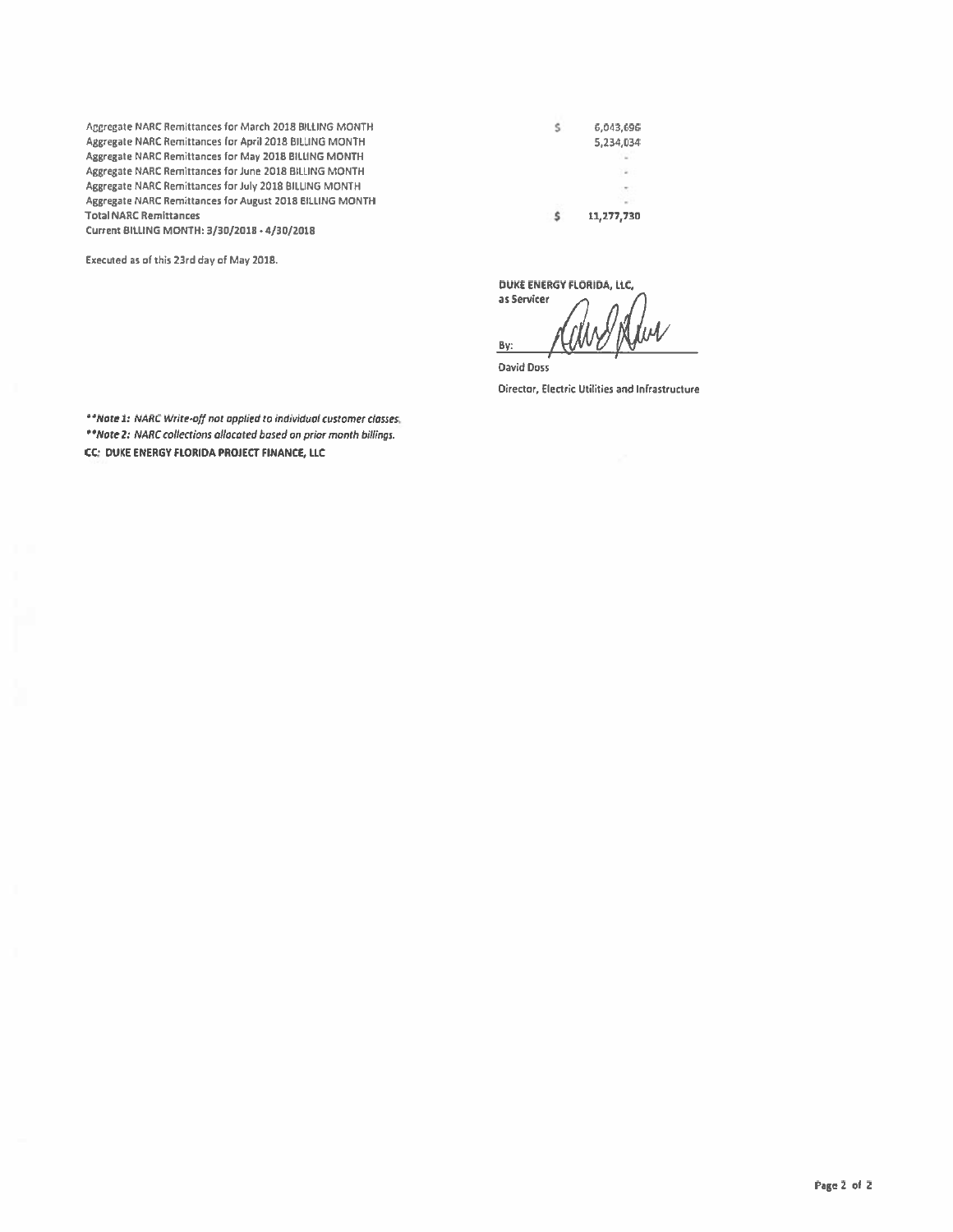| | | |
|---|---|---|
| Aggregate NARC Remittances for March 2018 BILLING MONTH | $ | 6,043,696 |
| Aggregate NARC Remittances for April 2018 BILLING MONTH | | 5,234,034 |
| Aggregate NARC Remittances for May 2018 BILLING MONTH | | - |
| Aggregate NARC Remittances for June 2018 BILLING MONTH | | - |
| Aggregate NARC Remittances for July 2018 BILLING MONTH | | - |
| Aggregate NARC Remittances for August 2018 BILLING MONTH | | - |
| **Total NARC Remittances** | **$** | **11,277,730** |
| **Current BILLING MONTH: 3/30/2018 - 4/30/2018** | | |

Executed as of this 23rd day of May 2018.

**DUKE ENERGY FLORIDA, LLC,**
**as Servicer**

By: ______________________

David Doss

Director, Electric Utilities and Infrastructure

***\*Note 1:** NARC Write-off not applied to individual customer classes.*

***\*Note 2:** NARC collections allocated based on prior month billings.*

**CC: DUKE ENERGY FLORIDA PROJECT FINANCE, LLC**